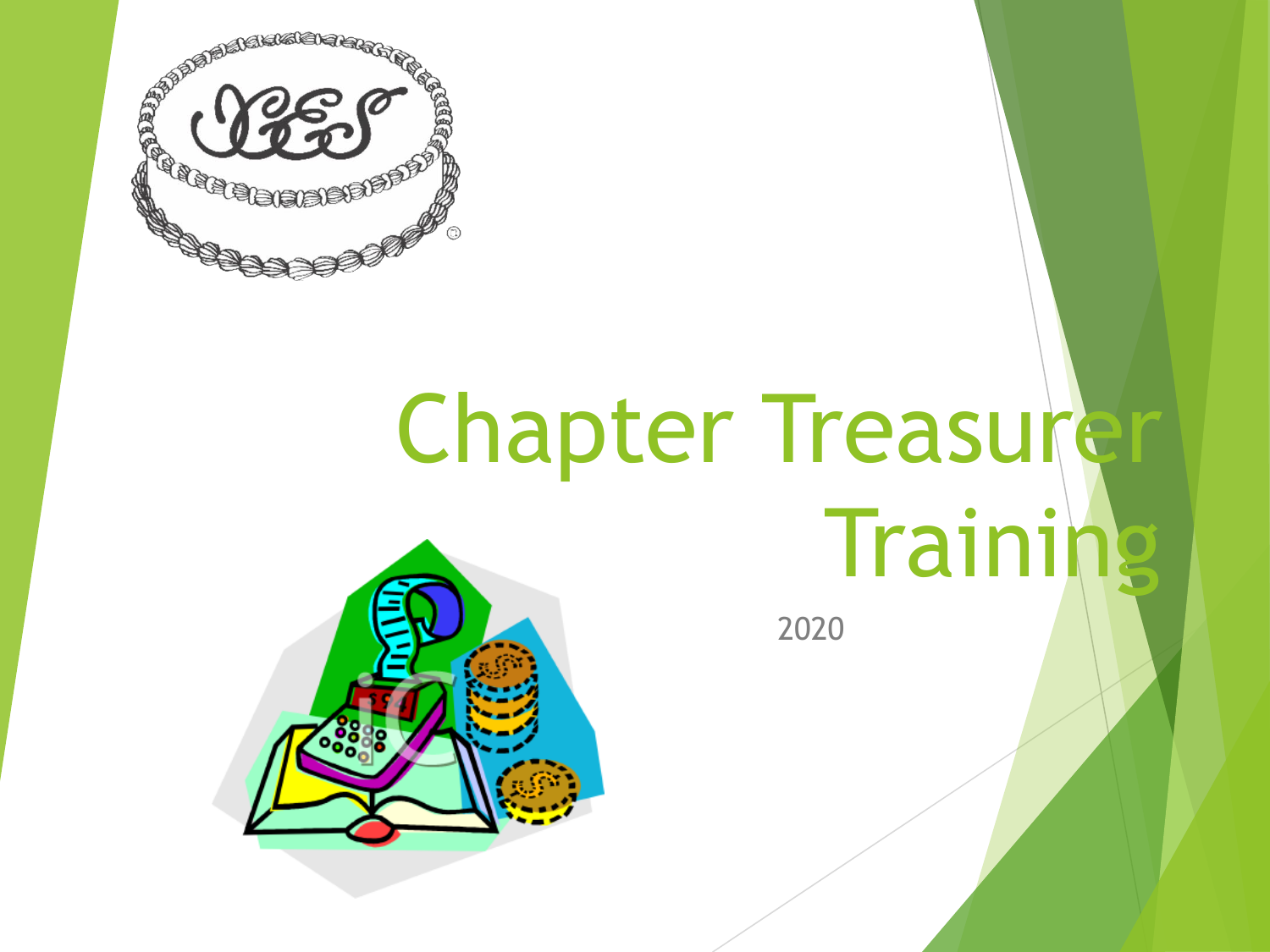# Chapter Treasurer Training

2020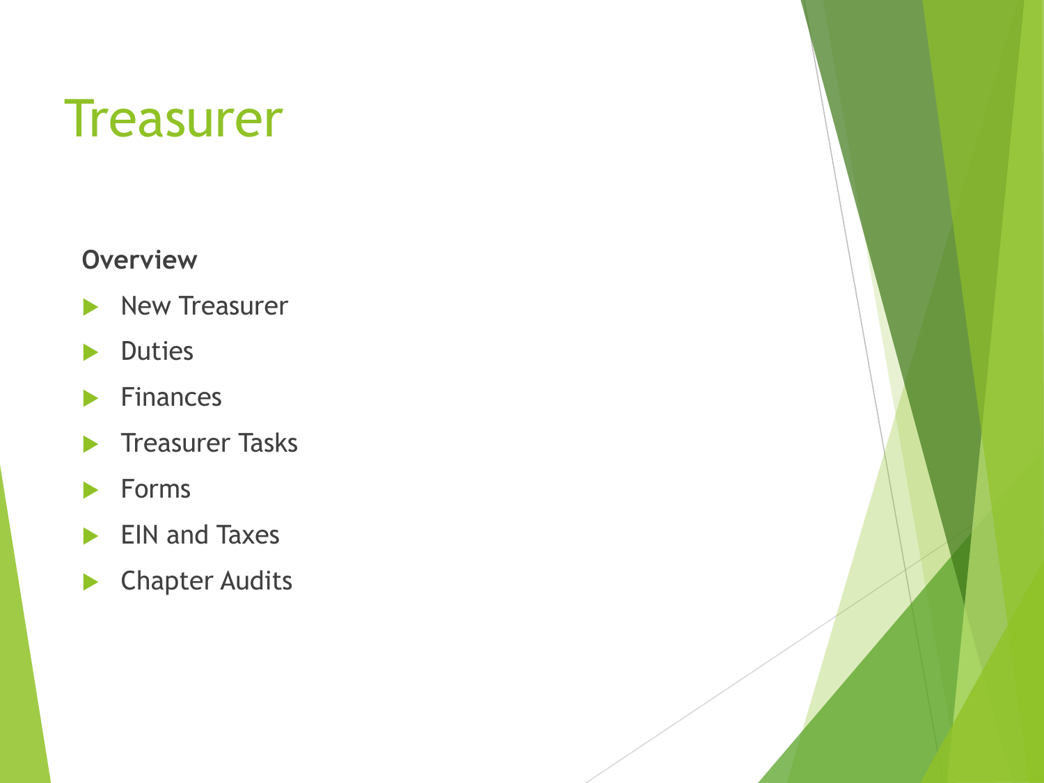# Treasurer

**Overview**

- New Treasurer
- Duties
- Finances
- Treasurer Tasks
- Forms
- EIN and Taxes
- Chapter Audits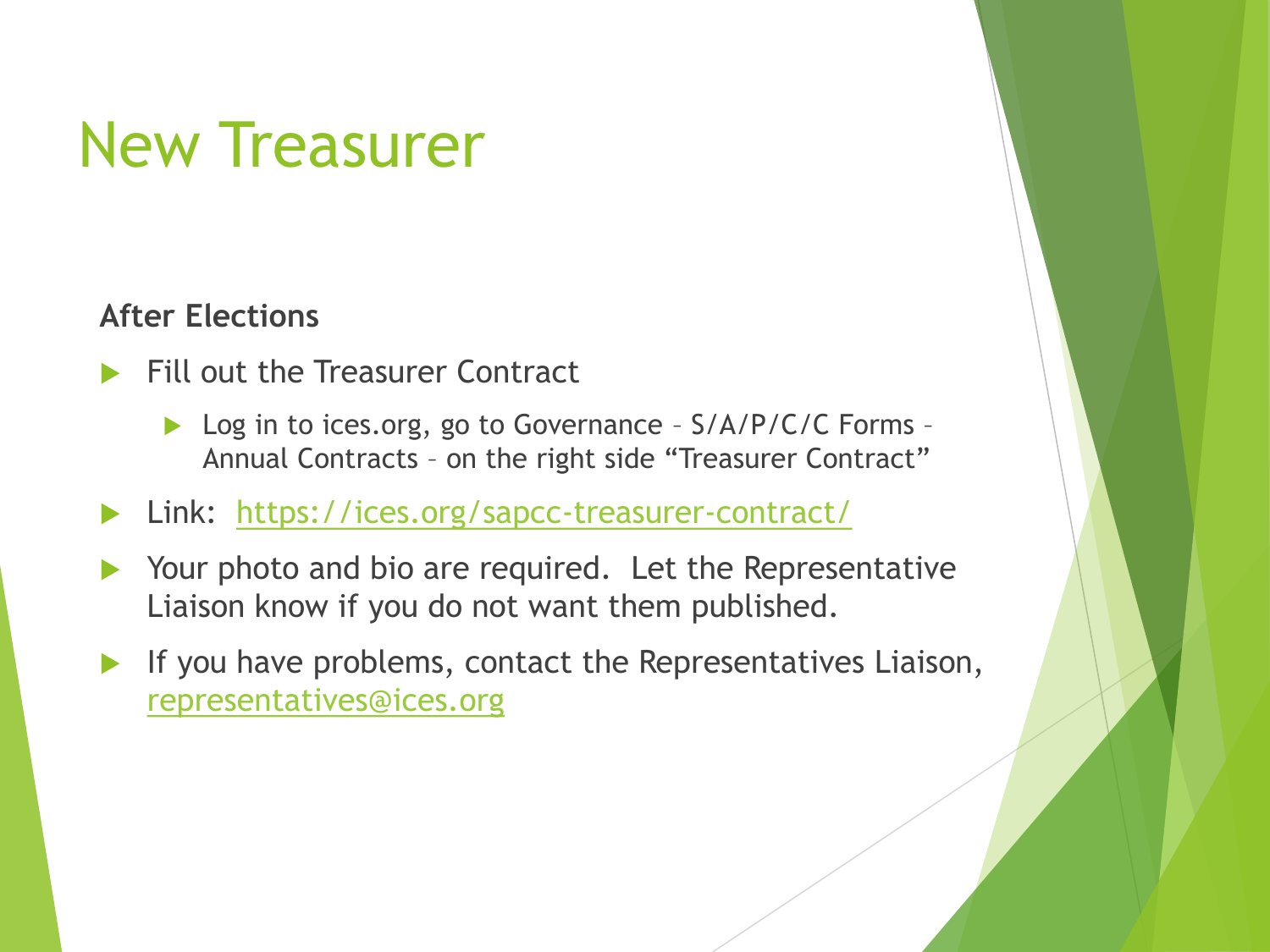# New Treasurer

**After Elections**

- Fill out the Treasurer Contract
  - Log in to ices.org, go to Governance – S/A/P/C/C Forms – Annual Contracts – on the right side “Treasurer Contract”
- Link: [https://ices.org/sapcc-treasurer-contract/](https://ices.org/sapcc-treasurer-contract/)
- Your photo and bio are required. Let the Representative Liaison know if you do not want them published.
- If you have problems, contact the Representatives Liaison, [representatives@ices.org](mailto:representatives@ices.org)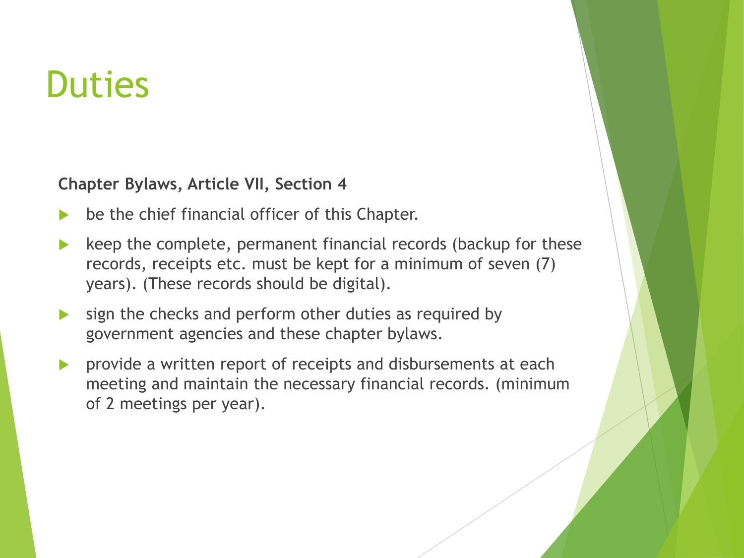# Duties

**Chapter Bylaws, Article VII, Section 4**

- be the chief financial officer of this Chapter.
- keep the complete, permanent financial records (backup for these records, receipts etc. must be kept for a minimum of seven (7) years). (These records should be digital).
- sign the checks and perform other duties as required by government agencies and these chapter bylaws.
- provide a written report of receipts and disbursements at each meeting and maintain the necessary financial records. (minimum of 2 meetings per year).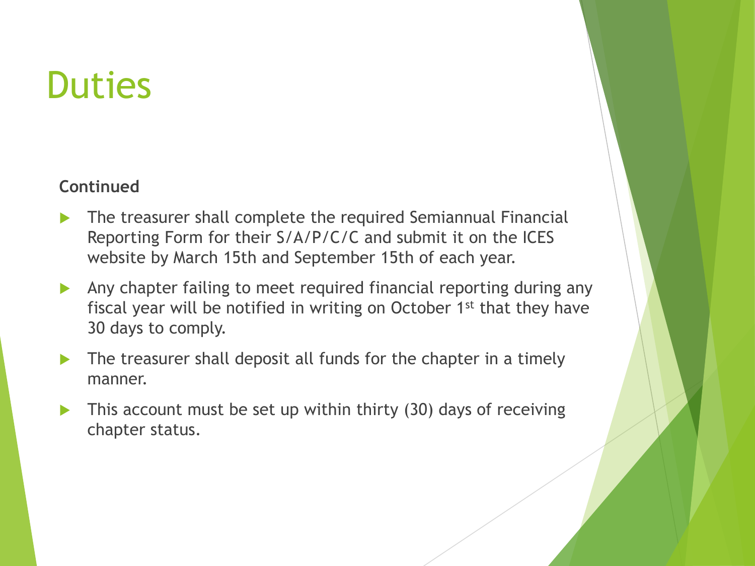# Duties

**Continued**

- The treasurer shall complete the required Semiannual Financial Reporting Form for their S/A/P/C/C and submit it on the ICES website by March 15th and September 15th of each year.
- Any chapter failing to meet required financial reporting during any fiscal year will be notified in writing on October 1st that they have 30 days to comply.
- The treasurer shall deposit all funds for the chapter in a timely manner.
- This account must be set up within thirty (30) days of receiving chapter status.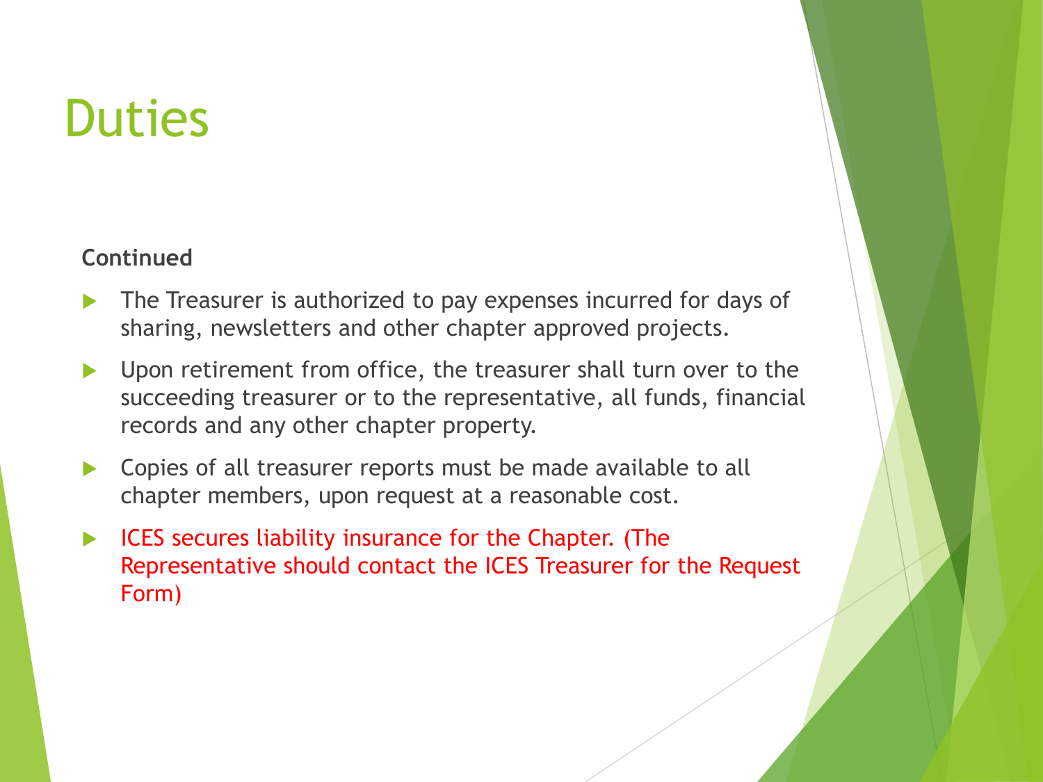# Duties

**Continued**

- The Treasurer is authorized to pay expenses incurred for days of sharing, newsletters and other chapter approved projects.
- Upon retirement from office, the treasurer shall turn over to the succeeding treasurer or to the representative, all funds, financial records and any other chapter property.
- Copies of all treasurer reports must be made available to all chapter members, upon request at a reasonable cost.
- ICES secures liability insurance for the Chapter. (The Representative should contact the ICES Treasurer for the Request Form)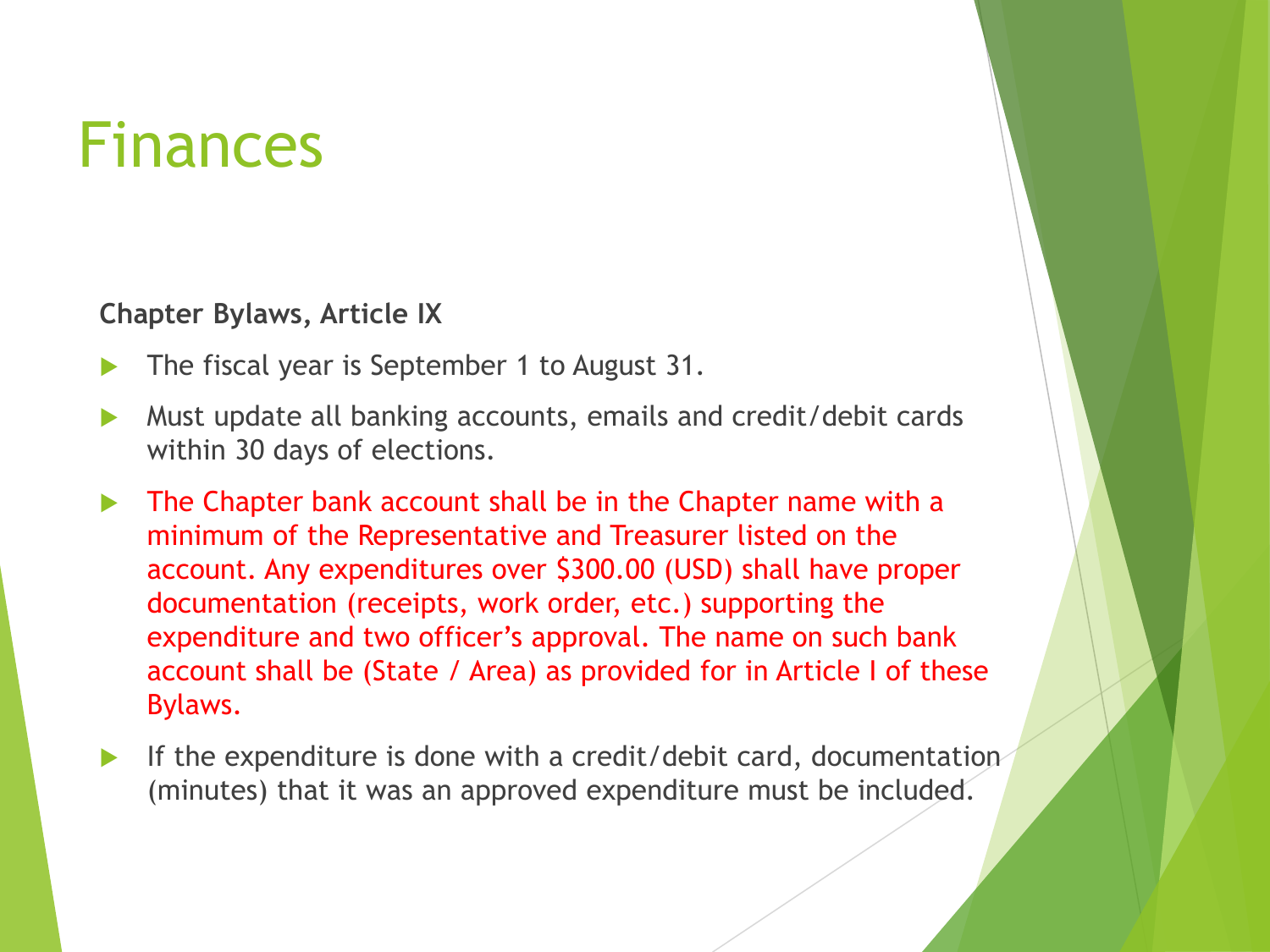# Finances

**Chapter Bylaws, Article IX**

- The fiscal year is September 1 to August 31.
- Must update all banking accounts, emails and credit/debit cards within 30 days of elections.
- The Chapter bank account shall be in the Chapter name with a minimum of the Representative and Treasurer listed on the account. Any expenditures over $300.00 (USD) shall have proper documentation (receipts, work order, etc.) supporting the expenditure and two officer's approval. The name on such bank account shall be (State / Area) as provided for in Article I of these Bylaws.
- If the expenditure is done with a credit/debit card, documentation (minutes) that it was an approved expenditure must be included.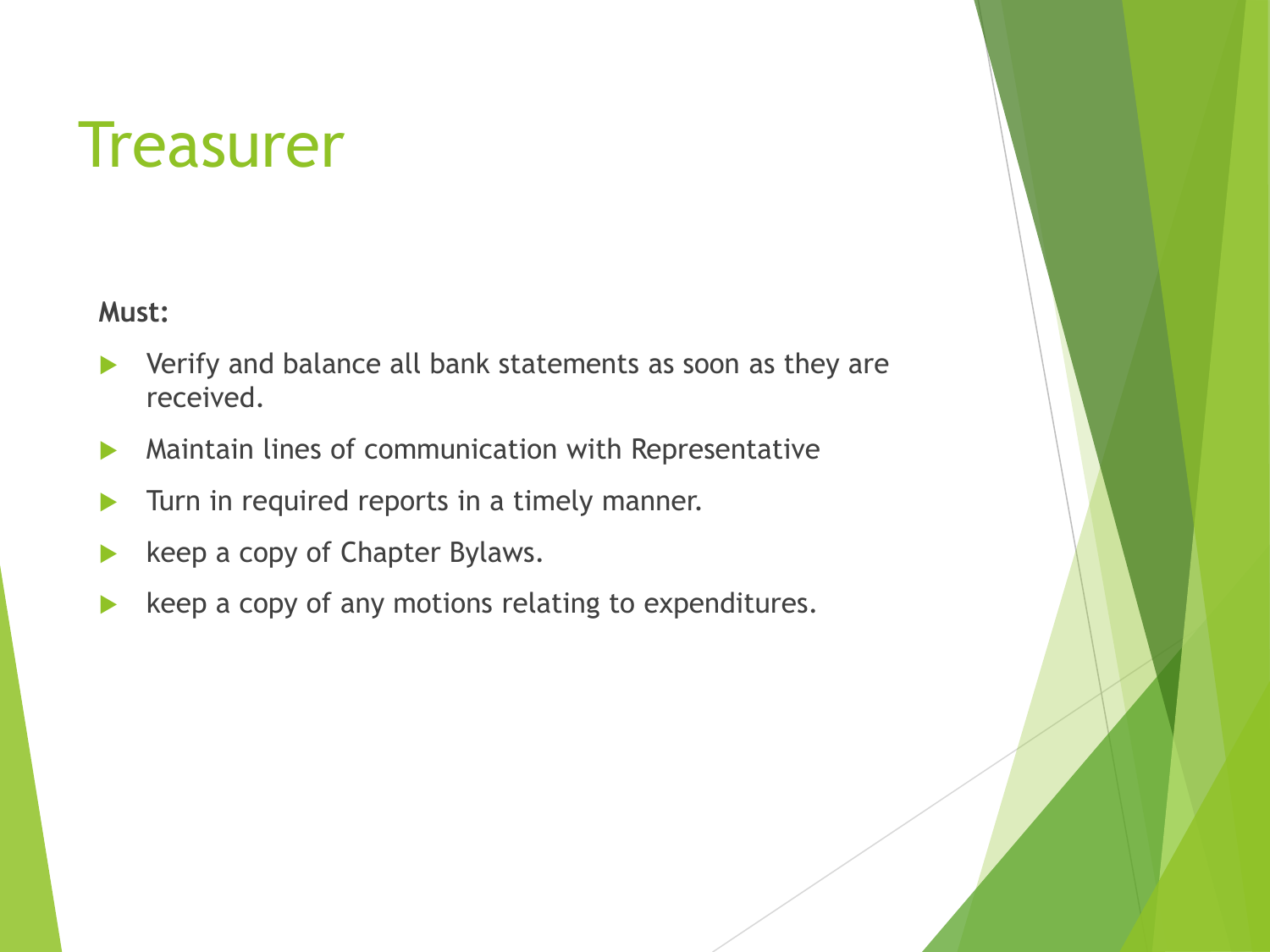# Treasurer

**Must:**

- Verify and balance all bank statements as soon as they are received.
- Maintain lines of communication with Representative
- Turn in required reports in a timely manner.
- keep a copy of Chapter Bylaws.
- keep a copy of any motions relating to expenditures.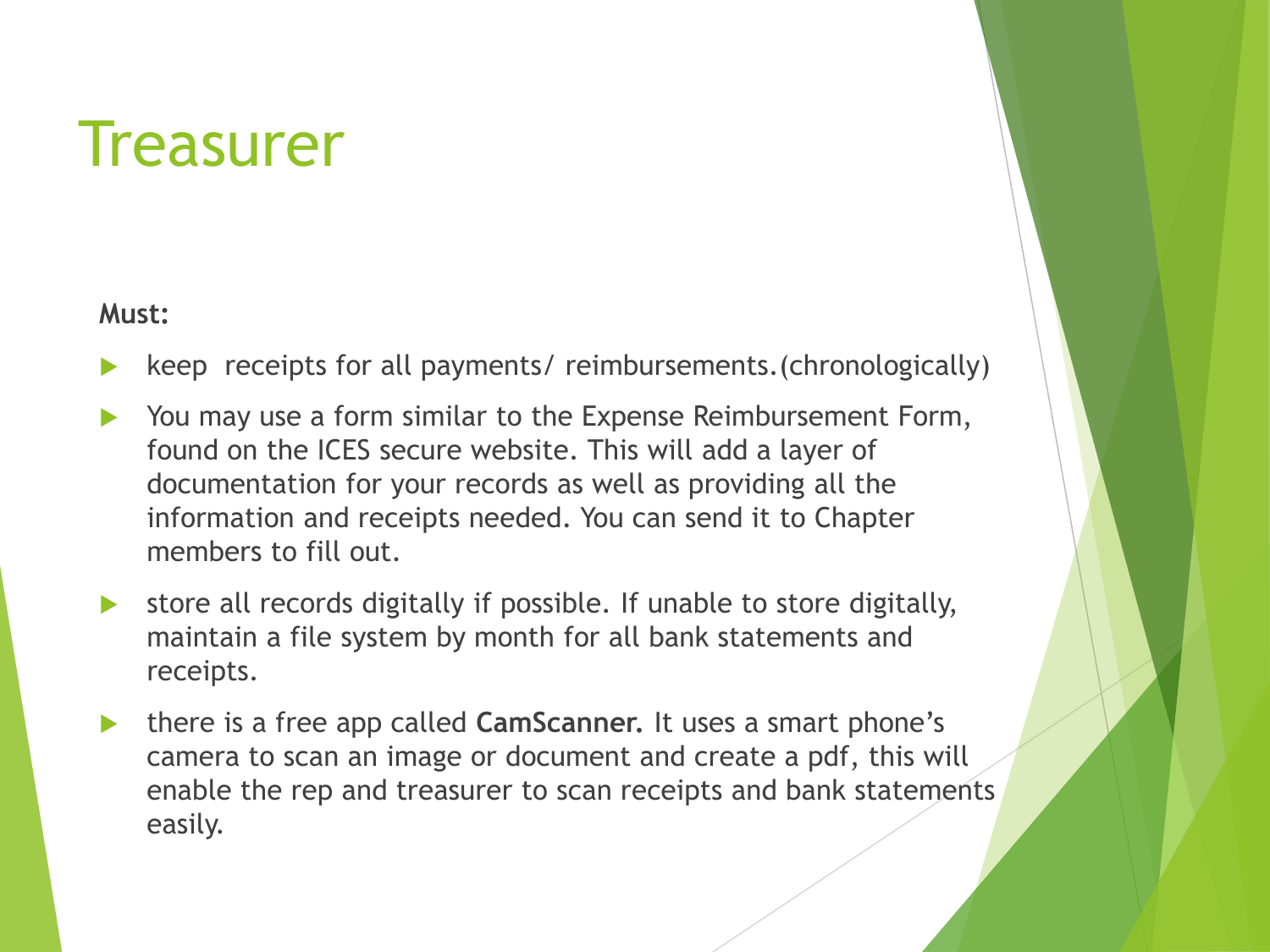# Treasurer

**Must:**

- keep  receipts for all payments/ reimbursements.(chronologically)
- You may use a form similar to the Expense Reimbursement Form, found on the ICES secure website. This will add a layer of documentation for your records as well as providing all the information and receipts needed. You can send it to Chapter members to fill out.
- store all records digitally if possible. If unable to store digitally, maintain a file system by month for all bank statements and receipts.
- there is a free app called **CamScanner.** It uses a smart phone's camera to scan an image or document and create a pdf, this will enable the rep and treasurer to scan receipts and bank statements easily.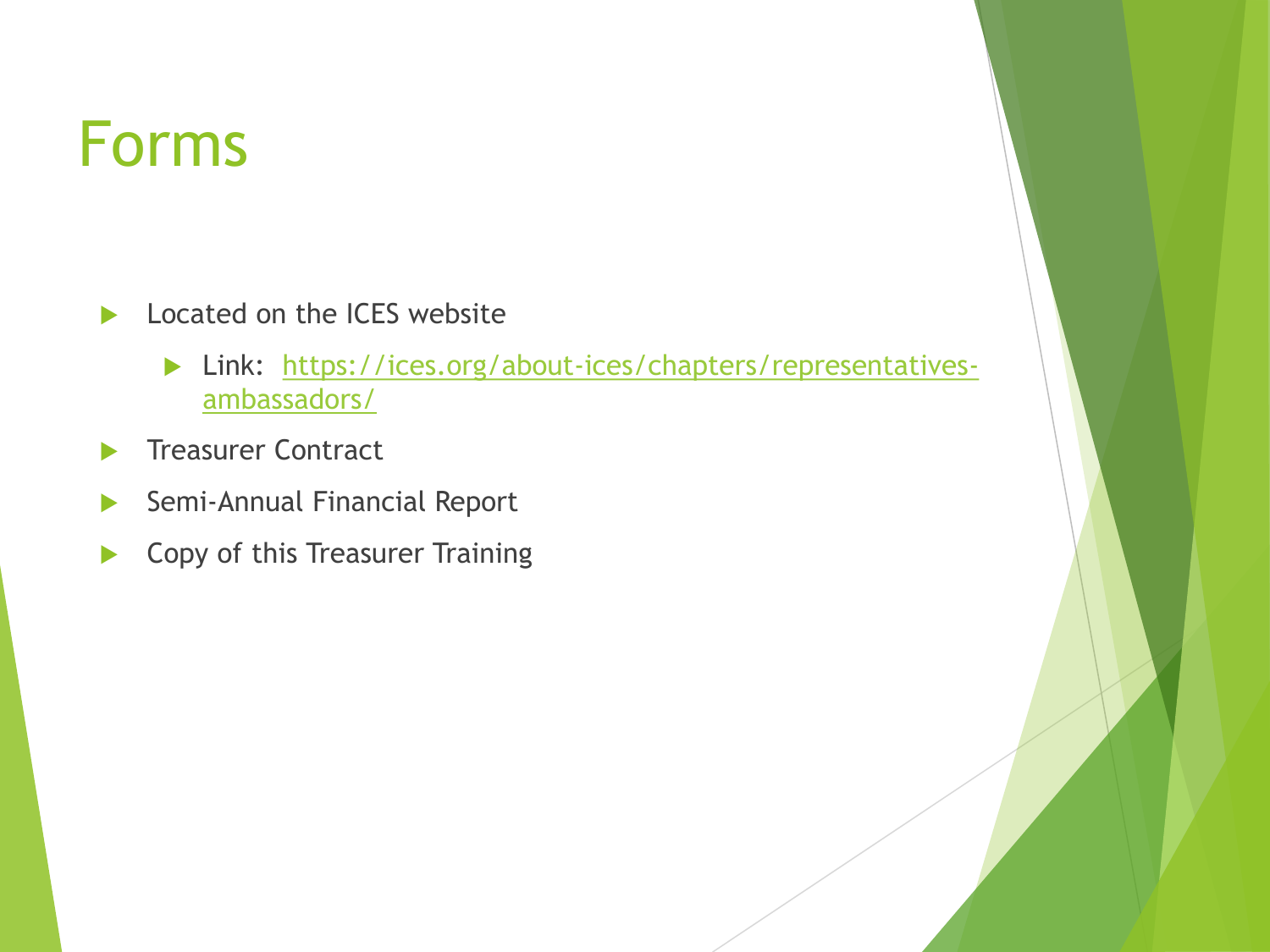# Forms

- Located on the ICES website
  - Link: [https://ices.org/about-ices/chapters/representatives-ambassadors/](https://ices.org/about-ices/chapters/representatives-ambassadors/)
- Treasurer Contract
- Semi-Annual Financial Report
- Copy of this Treasurer Training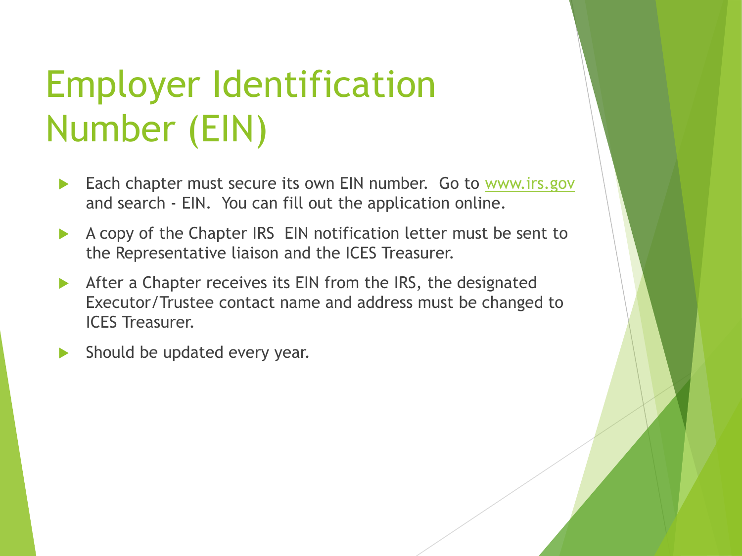# Employer Identification Number (EIN)

- Each chapter must secure its own EIN number.  Go to www.irs.gov and search - EIN.  You can fill out the application online.
- A copy of the Chapter IRS  EIN notification letter must be sent to the Representative liaison and the ICES Treasurer.
- After a Chapter receives its EIN from the IRS, the designated Executor/Trustee contact name and address must be changed to ICES Treasurer.
- Should be updated every year.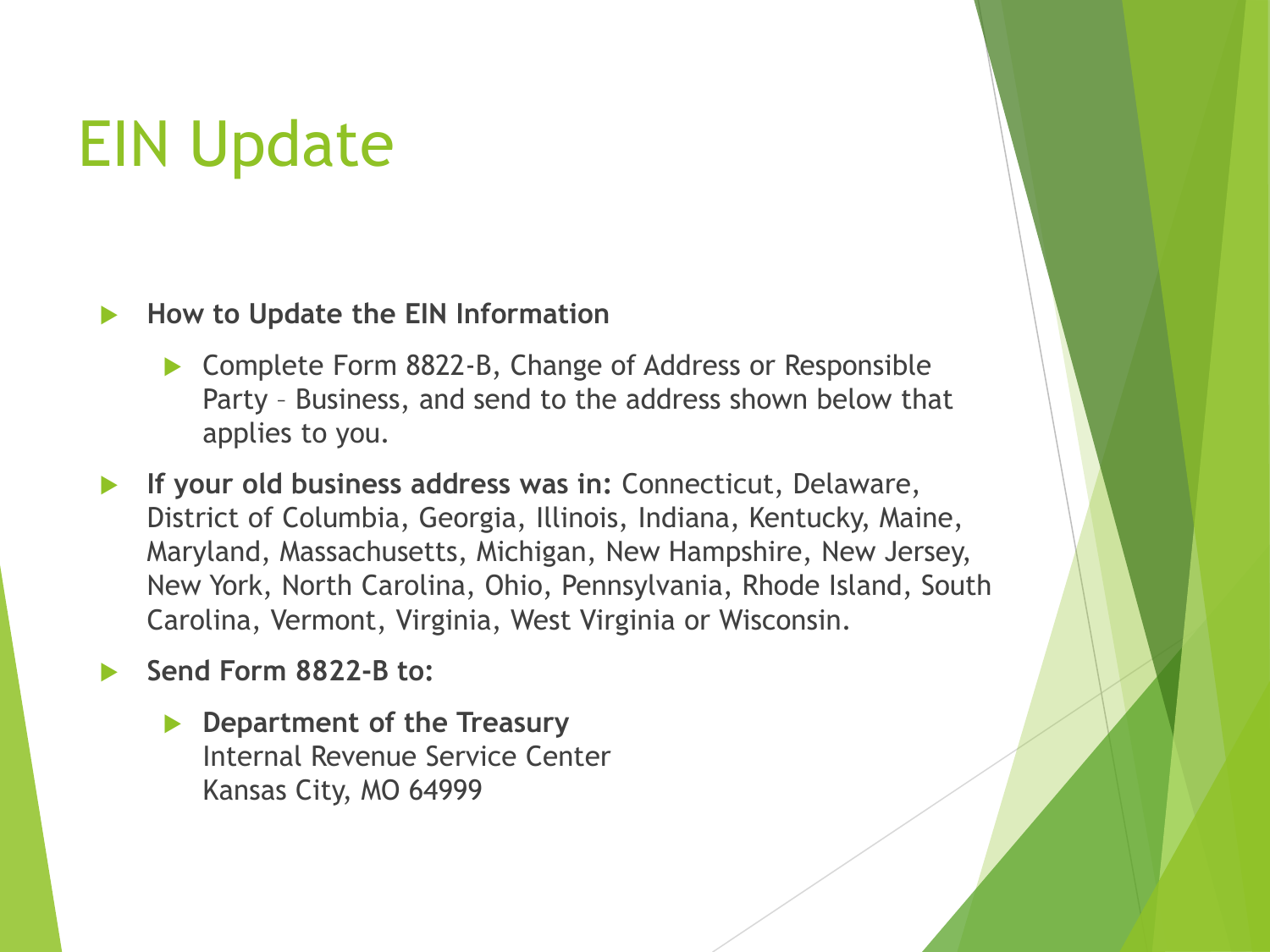# EIN Update

- **How to Update the EIN Information**
  - Complete Form 8822-B, Change of Address or Responsible Party – Business, and send to the address shown below that applies to you.
- **If your old business address was in:** Connecticut, Delaware, District of Columbia, Georgia, Illinois, Indiana, Kentucky, Maine, Maryland, Massachusetts, Michigan, New Hampshire, New Jersey, New York, North Carolina, Ohio, Pennsylvania, Rhode Island, South Carolina, Vermont, Virginia, West Virginia or Wisconsin.
- **Send Form 8822-B to:**
  - **Department of the Treasury**
    Internal Revenue Service Center
    Kansas City, MO 64999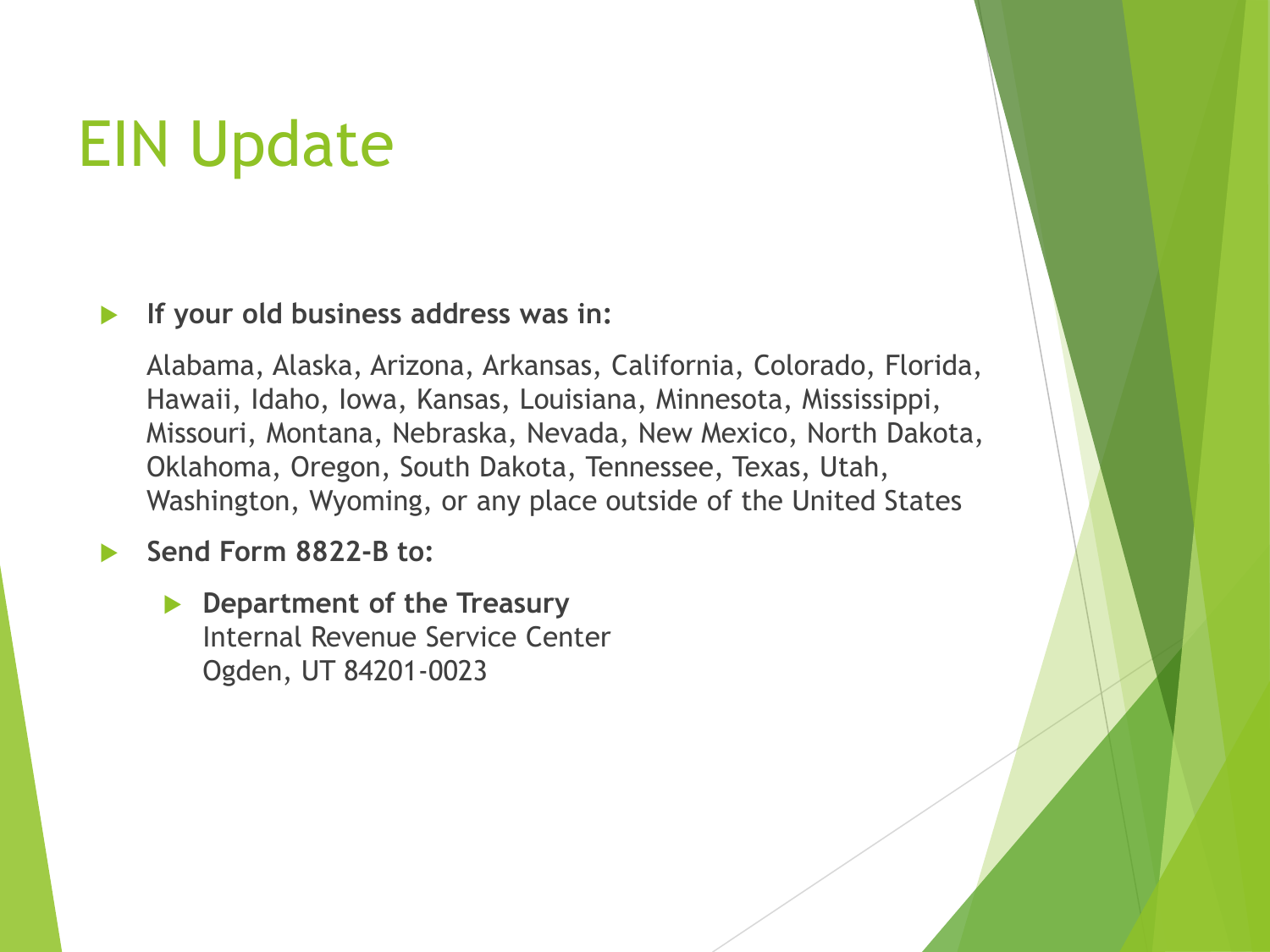# EIN Update

- **If your old business address was in:**

  Alabama, Alaska, Arizona, Arkansas, California, Colorado, Florida, Hawaii, Idaho, Iowa, Kansas, Louisiana, Minnesota, Mississippi, Missouri, Montana, Nebraska, Nevada, New Mexico, North Dakota, Oklahoma, Oregon, South Dakota, Tennessee, Texas, Utah, Washington, Wyoming, or any place outside of the United States

- **Send Form 8822-B to:**
  - **Department of the Treasury**
    Internal Revenue Service Center
    Ogden, UT 84201-0023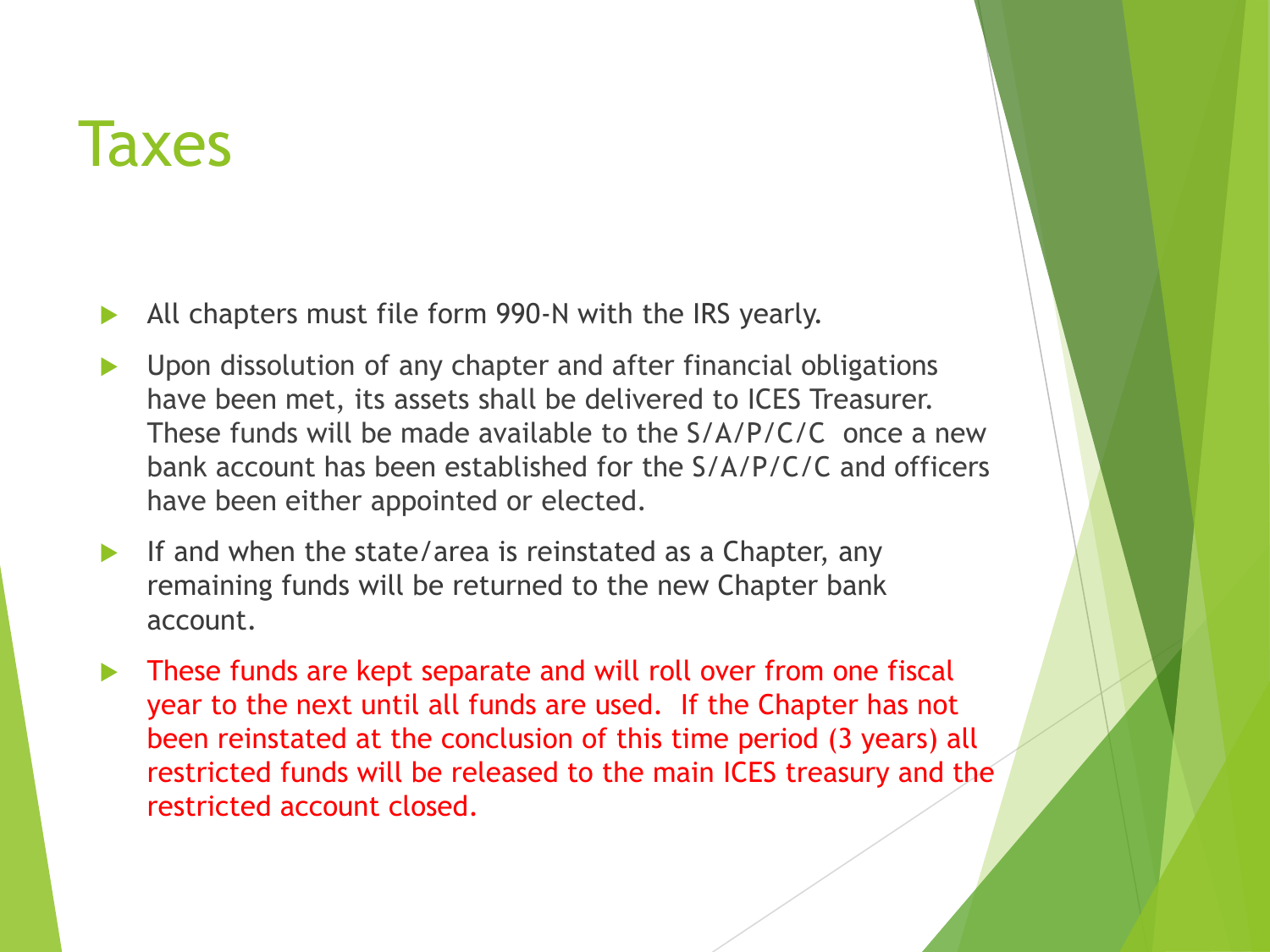# Taxes

- All chapters must file form 990-N with the IRS yearly.
- Upon dissolution of any chapter and after financial obligations have been met, its assets shall be delivered to ICES Treasurer. These funds will be made available to the S/A/P/C/C once a new bank account has been established for the S/A/P/C/C and officers have been either appointed or elected.
- If and when the state/area is reinstated as a Chapter, any remaining funds will be returned to the new Chapter bank account.
- These funds are kept separate and will roll over from one fiscal year to the next until all funds are used. If the Chapter has not been reinstated at the conclusion of this time period (3 years) all restricted funds will be released to the main ICES treasury and the restricted account closed.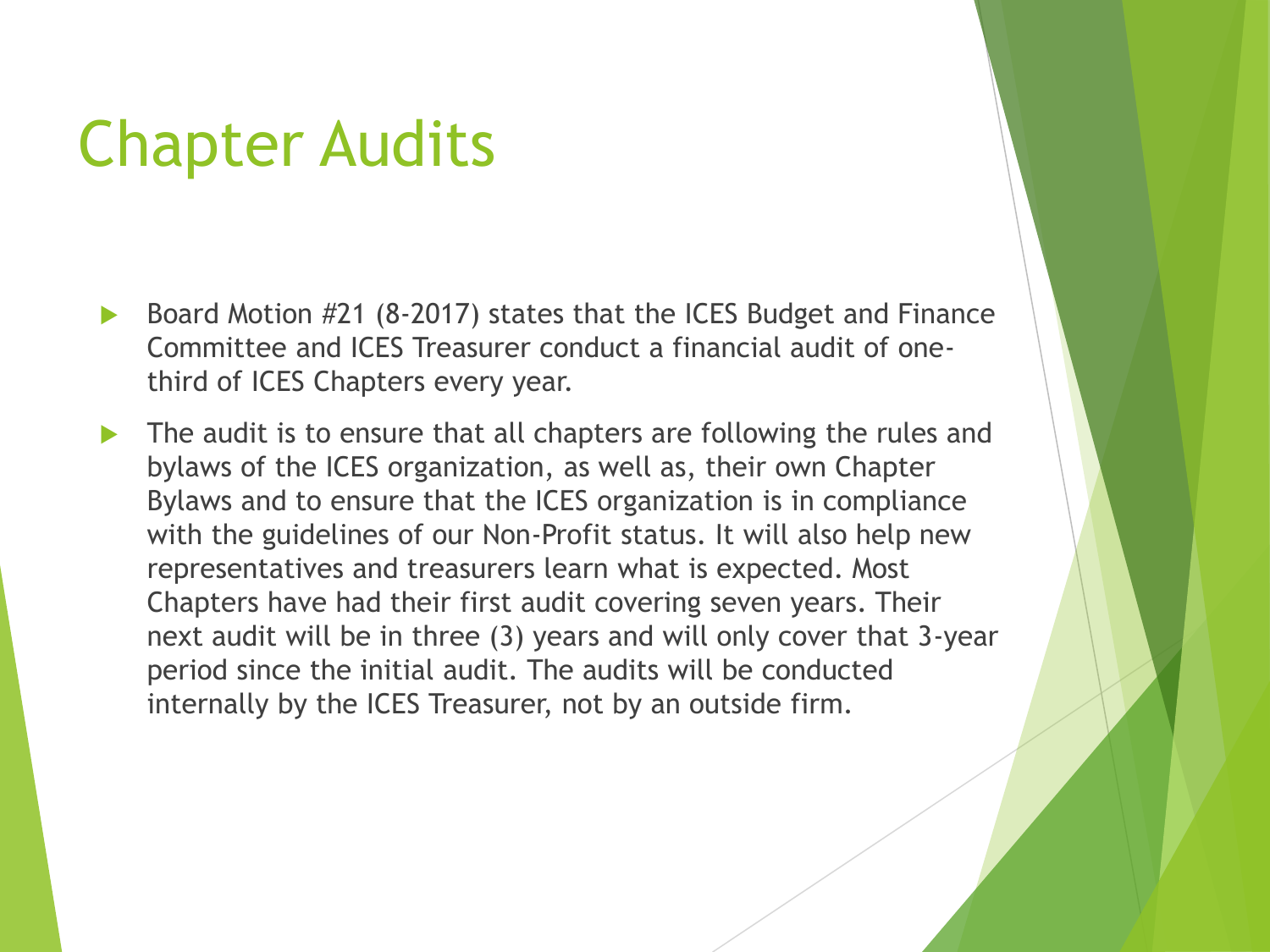# Chapter Audits

- Board Motion #21 (8-2017) states that the ICES Budget and Finance Committee and ICES Treasurer conduct a financial audit of one-third of ICES Chapters every year.
- The audit is to ensure that all chapters are following the rules and bylaws of the ICES organization, as well as, their own Chapter Bylaws and to ensure that the ICES organization is in compliance with the guidelines of our Non-Profit status. It will also help new representatives and treasurers learn what is expected. Most Chapters have had their first audit covering seven years. Their next audit will be in three (3) years and will only cover that 3-year period since the initial audit. The audits will be conducted internally by the ICES Treasurer, not by an outside firm.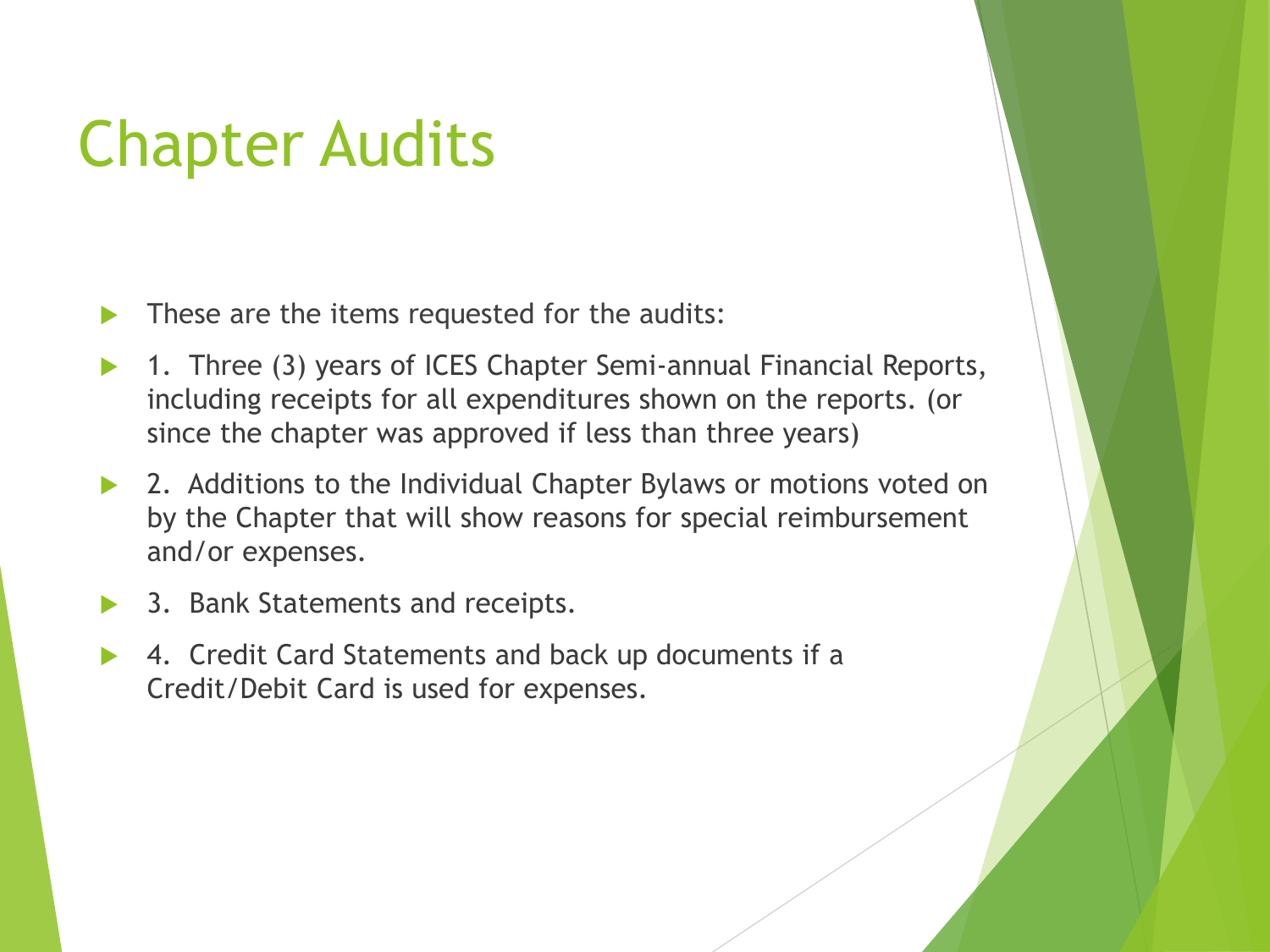# Chapter Audits

- These are the items requested for the audits:
- 1. Three (3) years of ICES Chapter Semi-annual Financial Reports, including receipts for all expenditures shown on the reports. (or since the chapter was approved if less than three years)
- 2. Additions to the Individual Chapter Bylaws or motions voted on by the Chapter that will show reasons for special reimbursement and/or expenses.
- 3. Bank Statements and receipts.
- 4. Credit Card Statements and back up documents if a Credit/Debit Card is used for expenses.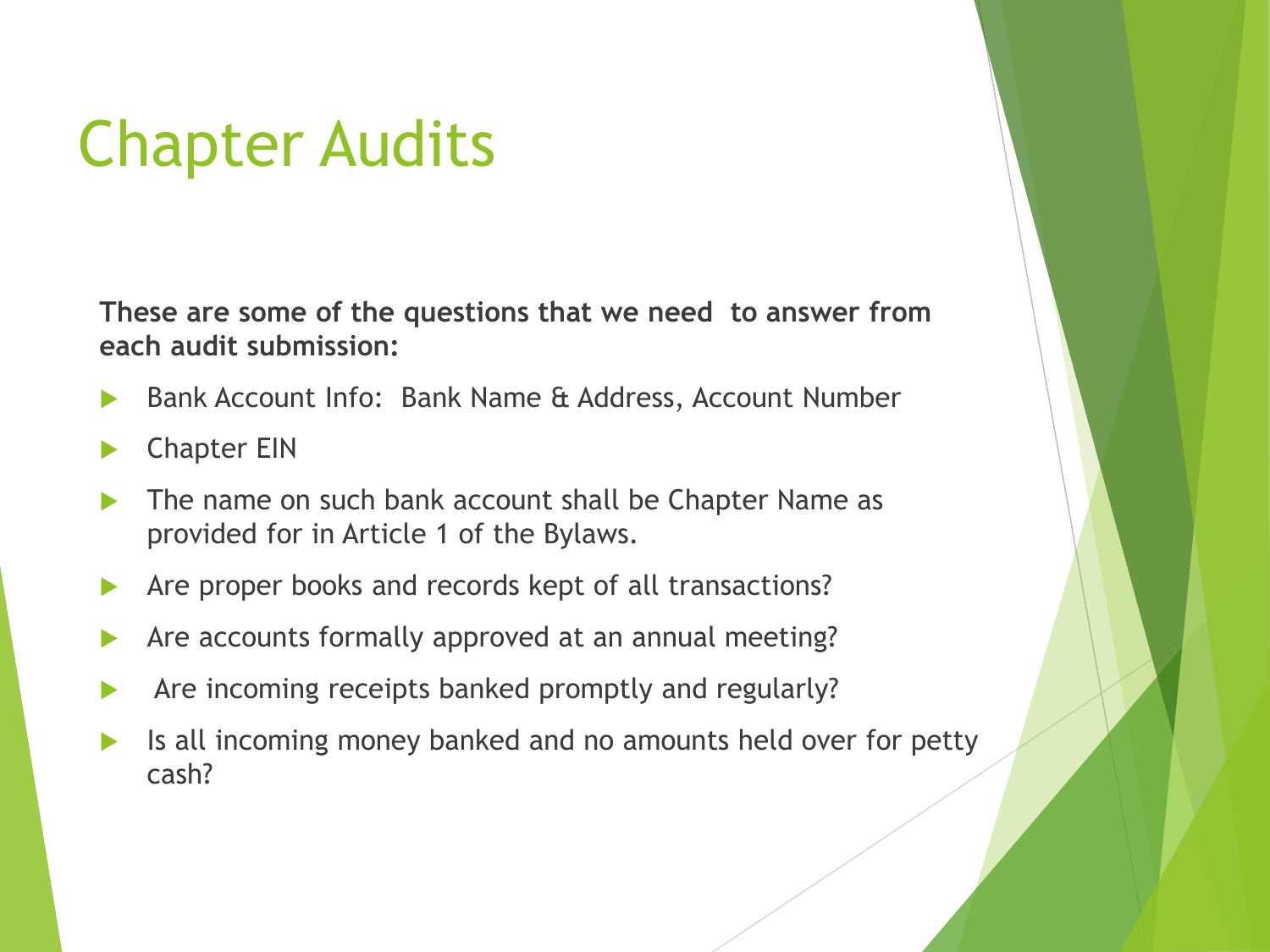# Chapter Audits

**These are some of the questions that we need to answer from each audit submission:**

- Bank Account Info: Bank Name & Address, Account Number
- Chapter EIN
- The name on such bank account shall be Chapter Name as provided for in Article 1 of the Bylaws.
- Are proper books and records kept of all transactions?
- Are accounts formally approved at an annual meeting?
- Are incoming receipts banked promptly and regularly?
- Is all incoming money banked and no amounts held over for petty cash?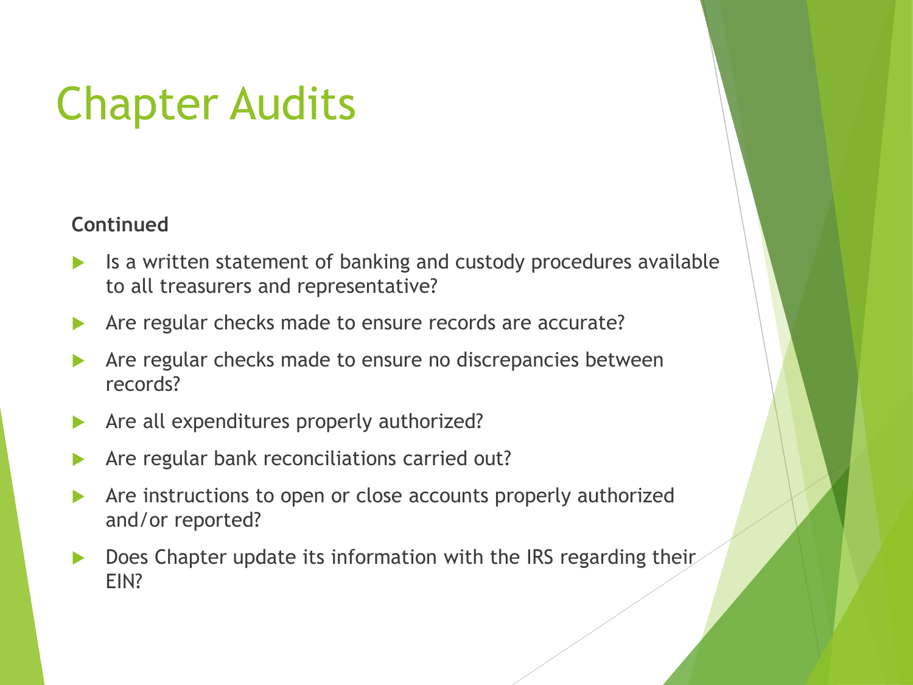# Chapter Audits

**Continued**

- Is a written statement of banking and custody procedures available to all treasurers and representative?
- Are regular checks made to ensure records are accurate?
- Are regular checks made to ensure no discrepancies between records?
- Are all expenditures properly authorized?
- Are regular bank reconciliations carried out?
- Are instructions to open or close accounts properly authorized and/or reported?
- Does Chapter update its information with the IRS regarding their EIN?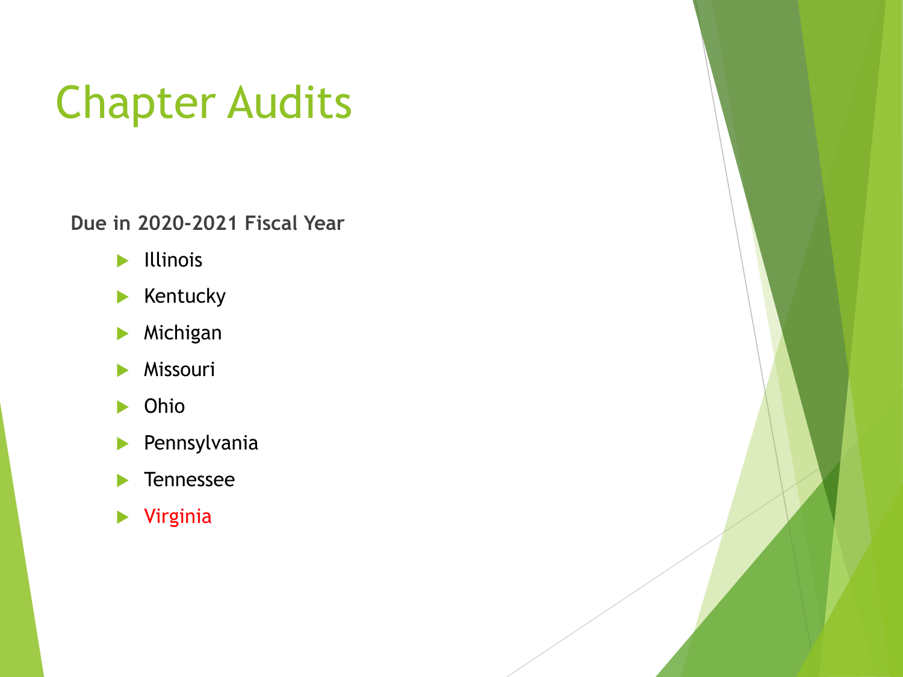# Chapter Audits

**Due in 2020-2021 Fiscal Year**

- Illinois
- Kentucky
- Michigan
- Missouri
- Ohio
- Pennsylvania
- Tennessee
- Virginia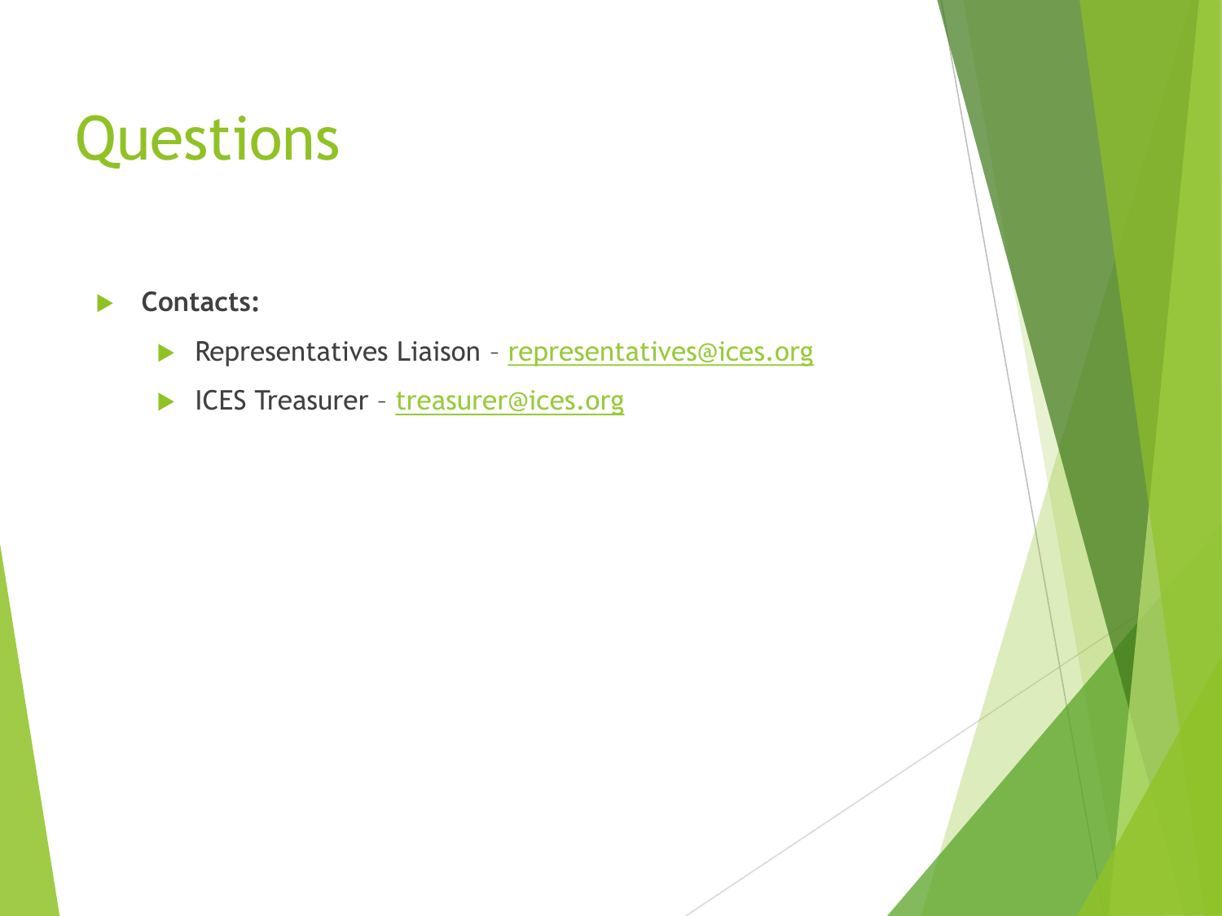# Questions

- **Contacts:**
  - Representatives Liaison – representatives@ices.org
  - ICES Treasurer – treasurer@ices.org